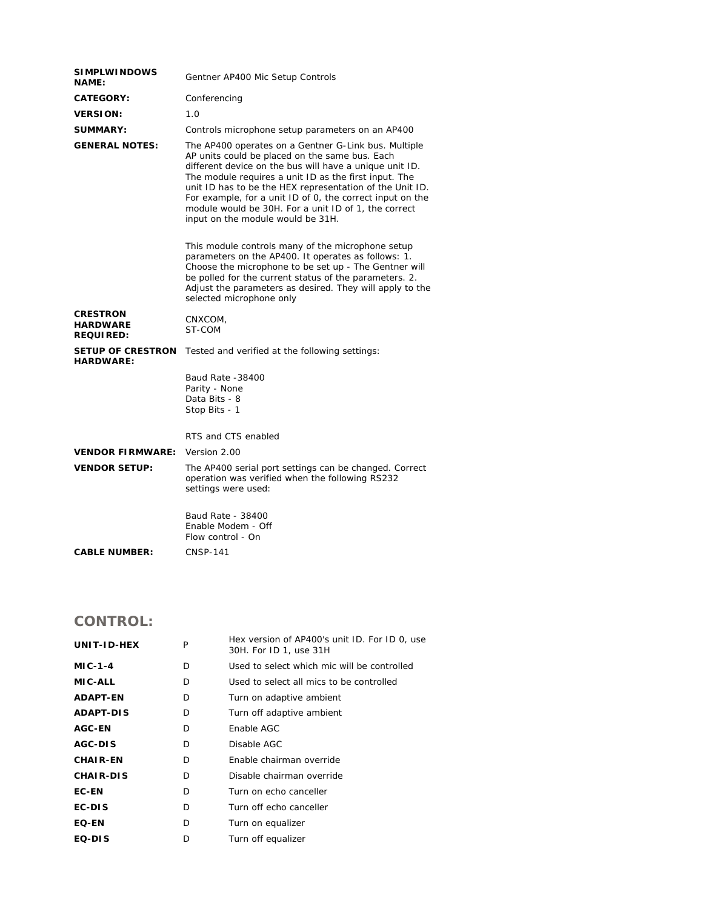| | |
|---|---|
| **SIMPLWINDOWS NAME:** | Gentner AP400 Mic Setup Controls |
| **CATEGORY:** | Conferencing |
| **VERSION:** | 1.0 |
| **SUMMARY:** | Controls microphone setup parameters on an AP400 |
| **GENERAL NOTES:** | The AP400 operates on a Gentner G-Link bus. Multiple AP units could be placed on the same bus. Each different device on the bus will have a unique unit ID. The module requires a unit ID as the first input. The unit ID has to be the HEX representation of the Unit ID. For example, for a unit ID of 0, the correct input on the module would be 30H. For a unit ID of 1, the correct input on the module would be 31H.<br><br>This module controls many of the microphone setup parameters on the AP400. It operates as follows: 1. Choose the microphone to be set up - The Gentner will be polled for the current status of the parameters. 2. Adjust the parameters as desired. They will apply to the selected microphone only |
| **CRESTRON HARDWARE REQUIRED:** | CNXCOM,<br>ST-COM |
| **SETUP OF CRESTRON HARDWARE:** | Tested and verified at the following settings:<br><br>Baud Rate -38400<br>Parity - None<br>Data Bits - 8<br>Stop Bits - 1<br><br>RTS and CTS enabled |
| **VENDOR FIRMWARE:** | Version 2.00 |
| **VENDOR SETUP:** | The AP400 serial port settings can be changed. Correct operation was verified when the following RS232 settings were used:<br><br>Baud Rate - 38400<br>Enable Modem - Off<br>Flow control - On |
| **CABLE NUMBER:** | CNSP-141 |

## CONTROL:

| | | |
|---|---|---|
| **UNIT-ID-HEX** | P | Hex version of AP400's unit ID. For ID 0, use 30H. For ID 1, use 31H |
| **MIC-1-4** | D | Used to select which mic will be controlled |
| **MIC-ALL** | D | Used to select all mics to be controlled |
| **ADAPT-EN** | D | Turn on adaptive ambient |
| **ADAPT-DIS** | D | Turn off adaptive ambient |
| **AGC-EN** | D | Enable AGC |
| **AGC-DIS** | D | Disable AGC |
| **CHAIR-EN** | D | Enable chairman override |
| **CHAIR-DIS** | D | Disable chairman override |
| **EC-EN** | D | Turn on echo canceller |
| **EC-DIS** | D | Turn off echo canceller |
| **EQ-EN** | D | Turn on equalizer |
| **EQ-DIS** | D | Turn off equalizer |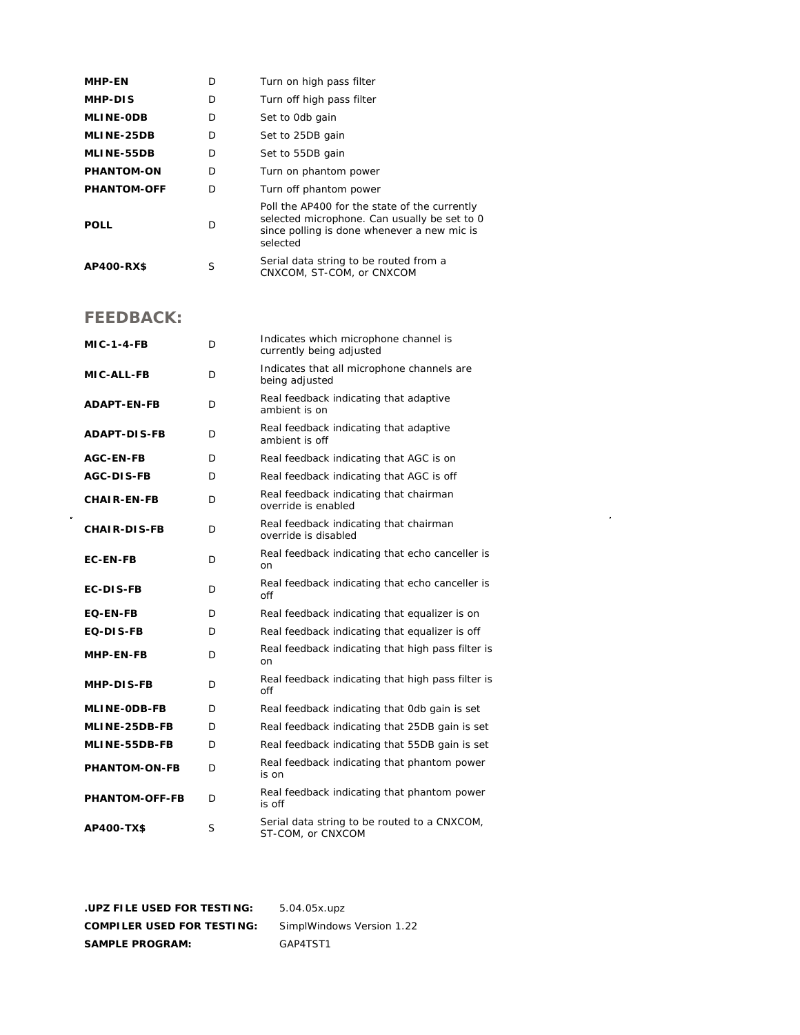| | | |
|---|---|---|
| **MHP-EN** | D | Turn on high pass filter |
| **MHP-DIS** | D | Turn off high pass filter |
| **MLINE-0DB** | D | Set to 0db gain |
| **MLINE-25DB** | D | Set to 25DB gain |
| **MLINE-55DB** | D | Set to 55DB gain |
| **PHANTOM-ON** | D | Turn on phantom power |
| **PHANTOM-OFF** | D | Turn off phantom power |
| **POLL** | D | Poll the AP400 for the state of the currently selected microphone. Can usually be set to 0 since polling is done whenever a new mic is selected |
| **AP400-RX$** | S | Serial data string to be routed from a CNXCOM, ST-COM, or CNXCOM |

## FEEDBACK:

| | | |
|---|---|---|
| **MIC-1-4-FB** | D | Indicates which microphone channel is currently being adjusted |
| **MIC-ALL-FB** | D | Indicates that all microphone channels are being adjusted |
| **ADAPT-EN-FB** | D | Real feedback indicating that adaptive ambient is on |
| **ADAPT-DIS-FB** | D | Real feedback indicating that adaptive ambient is off |
| **AGC-EN-FB** | D | Real feedback indicating that AGC is on |
| **AGC-DIS-FB** | D | Real feedback indicating that AGC is off |
| **CHAIR-EN-FB** | D | Real feedback indicating that chairman override is enabled |
| **CHAIR-DIS-FB** | D | Real feedback indicating that chairman override is disabled |
| **EC-EN-FB** | D | Real feedback indicating that echo canceller is on |
| **EC-DIS-FB** | D | Real feedback indicating that echo canceller is off |
| **EQ-EN-FB** | D | Real feedback indicating that equalizer is on |
| **EQ-DIS-FB** | D | Real feedback indicating that equalizer is off |
| **MHP-EN-FB** | D | Real feedback indicating that high pass filter is on |
| **MHP-DIS-FB** | D | Real feedback indicating that high pass filter is off |
| **MLINE-0DB-FB** | D | Real feedback indicating that 0db gain is set |
| **MLINE-25DB-FB** | D | Real feedback indicating that 25DB gain is set |
| **MLINE-55DB-FB** | D | Real feedback indicating that 55DB gain is set |
| **PHANTOM-ON-FB** | D | Real feedback indicating that phantom power is on |
| **PHANTOM-OFF-FB** | D | Real feedback indicating that phantom power is off |
| **AP400-TX$** | S | Serial data string to be routed to a CNXCOM, ST-COM, or CNXCOM |

| | |
|---|---|
| **.UPZ FILE USED FOR TESTING:** | 5.04.05x.upz |
| **COMPILER USED FOR TESTING:** | SimplWindows Version 1.22 |
| **SAMPLE PROGRAM:** | GAP4TST1 |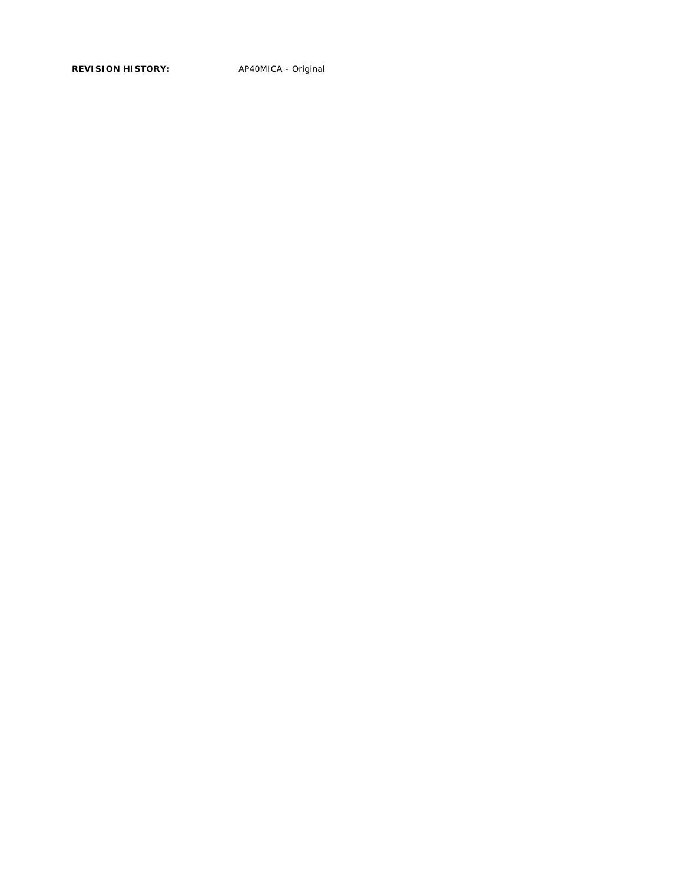**REVISION HISTORY:** AP40MICA - Original